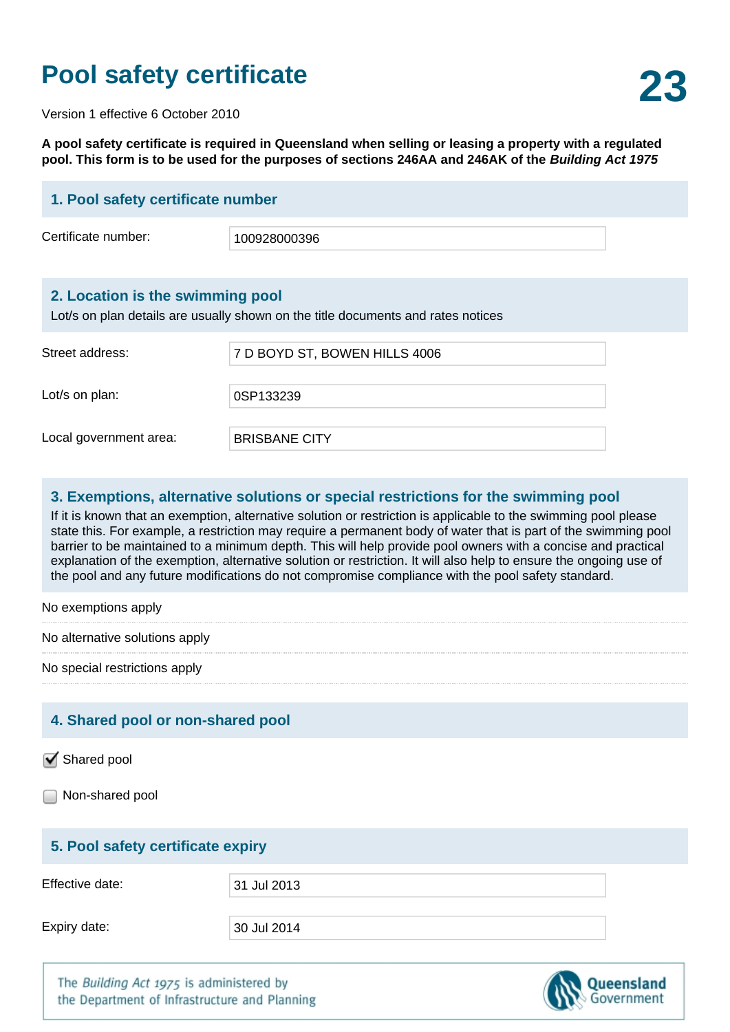# Pool safety certificate

**23**

Version 1 effective 6 October 2010

**A pool safety certificate is required in Queensland when selling or leasing a property with a regulated pool. This form is to be used for the purposes of sections 246AA and 246AK of the *Building Act 1975***

## 1. Pool safety certificate number

| | |
|---|---|
| Certificate number: | 100928000396 |

## 2. Location is the swimming pool

Lot/s on plan details are usually shown on the title documents and rates notices

| | |
|---|---|
| Street address: | 7 D BOYD ST, BOWEN HILLS 4006 |
| Lot/s on plan: | 0SP133239 |
| Local government area: | BRISBANE CITY |

## 3. Exemptions, alternative solutions or special restrictions for the swimming pool

If it is known that an exemption, alternative solution or restriction is applicable to the swimming pool please state this. For example, a restriction may require a permanent body of water that is part of the swimming pool barrier to be maintained to a minimum depth. This will help provide pool owners with a concise and practical explanation of the exemption, alternative solution or restriction. It will also help to ensure the ongoing use of the pool and any future modifications do not compromise compliance with the pool safety standard.

No exemptions apply

No alternative solutions apply

No special restrictions apply

## 4. Shared pool or non-shared pool

- [x] Shared pool
- [ ] Non-shared pool

## 5. Pool safety certificate expiry

| | |
|---|---|
| Effective date: | 31 Jul 2013 |
| Expiry date: | 30 Jul 2014 |

The *Building Act 1975* is administered by the Department of Infrastructure and Planning

Queensland Government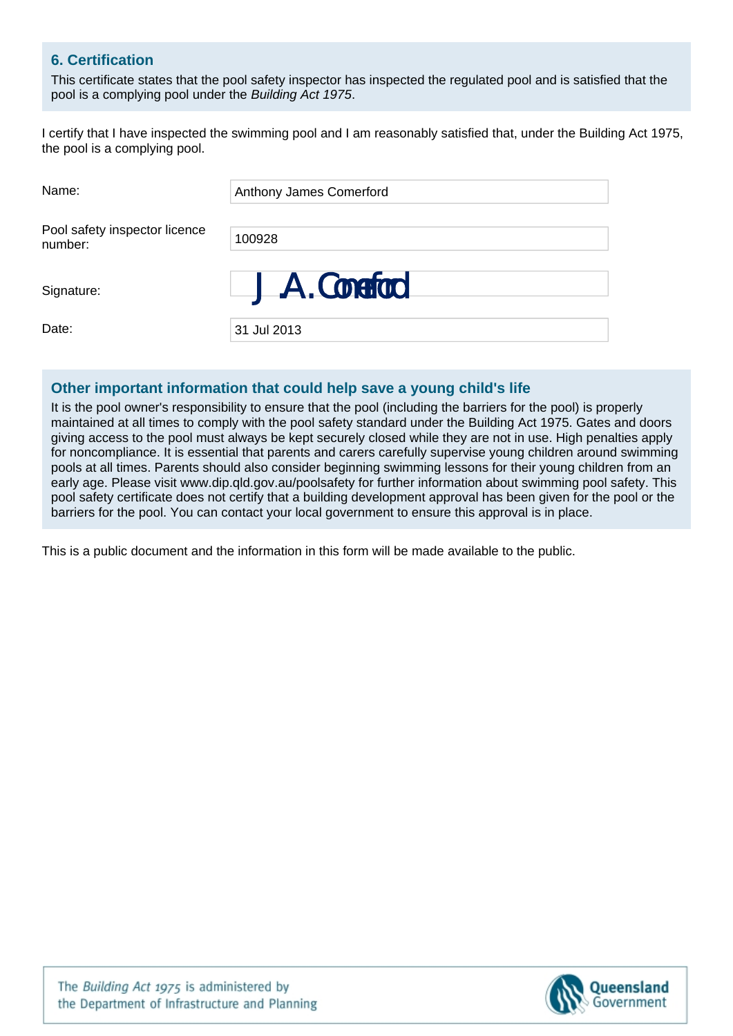## 6. Certification

This certificate states that the pool safety inspector has inspected the regulated pool and is satisfied that the pool is a complying pool under the *Building Act 1975*.

I certify that I have inspected the swimming pool and I am reasonably satisfied that, under the Building Act 1975, the pool is a complying pool.

| | |
|---|---|
| Name: | Anthony James Comerford |
| Pool safety inspector licence number: | 100928 |
| Signature: | J A. Comerford |
| Date: | 31 Jul 2013 |

## Other important information that could help save a young child's life

It is the pool owner's responsibility to ensure that the pool (including the barriers for the pool) is properly maintained at all times to comply with the pool safety standard under the Building Act 1975. Gates and doors giving access to the pool must always be kept securely closed while they are not in use. High penalties apply for noncompliance. It is essential that parents and carers carefully supervise young children around swimming pools at all times. Parents should also consider beginning swimming lessons for their young children from an early age. Please visit www.dip.qld.gov.au/poolsafety for further information about swimming pool safety. This pool safety certificate does not certify that a building development approval has been given for the pool or the barriers for the pool. You can contact your local government to ensure this approval is in place.

This is a public document and the information in this form will be made available to the public.

The *Building Act 1975* is administered by the Department of Infrastructure and Planning

Queensland Government